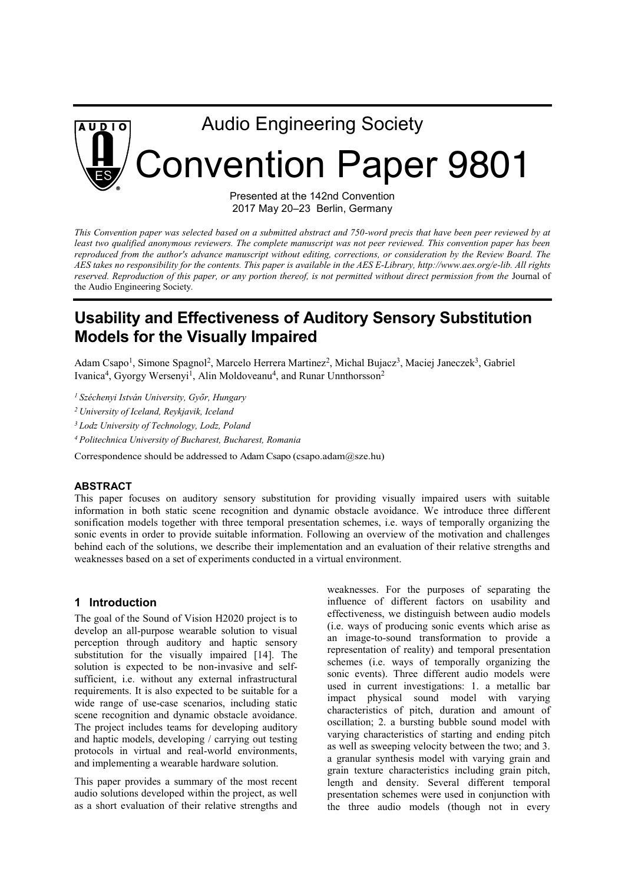Audio Engineering Society

# Convention Paper 9801

Presented at the 142nd Convention
2017 May 20–23 Berlin, Germany

*This Convention paper was selected based on a submitted abstract and 750-word precis that have been peer reviewed by at least two qualified anonymous reviewers. The complete manuscript was not peer reviewed. This convention paper has been reproduced from the author's advance manuscript without editing, corrections, or consideration by the Review Board. The AES takes no responsibility for the contents. This paper is available in the AES E-Library, http://www.aes.org/e-lib. All rights reserved. Reproduction of this paper, or any portion thereof, is not permitted without direct permission from the* Journal of the Audio Engineering Society.

## Usability and Effectiveness of Auditory Sensory Substitution Models for the Visually Impaired

Adam Csapo[1], Simone Spagnol[2], Marcelo Herrera Martinez[2], Michal Bujacz[3], Maciej Janeczek[3], Gabriel Ivanica[4], Gyorgy Wersenyi[1], Alin Moldoveanu[4], and Runar Unnthorsson[2]

*[1] Széchenyi István University, Győr, Hungary*

*[2] University of Iceland, Reykjavik, Iceland*

*[3] Lodz University of Technology, Lodz, Poland*

*[4] Politechnica University of Bucharest, Bucharest, Romania*

Correspondence should be addressed to Adam Csapo (csapo.adam@sze.hu)

### ABSTRACT

This paper focuses on auditory sensory substitution for providing visually impaired users with suitable information in both static scene recognition and dynamic obstacle avoidance. We introduce three different sonification models together with three temporal presentation schemes, i.e. ways of temporally organizing the sonic events in order to provide suitable information. Following an overview of the motivation and challenges behind each of the solutions, we describe their implementation and an evaluation of their relative strengths and weaknesses based on a set of experiments conducted in a virtual environment.

## 1 Introduction

The goal of the Sound of Vision H2020 project is to develop an all-purpose wearable solution to visual perception through auditory and haptic sensory substitution for the visually impaired [14]. The solution is expected to be non-invasive and self-sufficient, i.e. without any external infrastructural requirements. It is also expected to be suitable for a wide range of use-case scenarios, including static scene recognition and dynamic obstacle avoidance. The project includes teams for developing auditory and haptic models, developing / carrying out testing protocols in virtual and real-world environments, and implementing a wearable hardware solution.

This paper provides a summary of the most recent audio solutions developed within the project, as well as a short evaluation of their relative strengths and weaknesses. For the purposes of separating the influence of different factors on usability and effectiveness, we distinguish between audio models (i.e. ways of producing sonic events which arise as an image-to-sound transformation to provide a representation of reality) and temporal presentation schemes (i.e. ways of temporally organizing the sonic events). Three different audio models were used in current investigations: 1. a metallic bar impact physical sound model with varying characteristics of pitch, duration and amount of oscillation; 2. a bursting bubble sound model with varying characteristics of starting and ending pitch as well as sweeping velocity between the two; and 3. a granular synthesis model with varying grain and grain texture characteristics including grain pitch, length and density. Several different temporal presentation schemes were used in conjunction with the three audio models (though not in every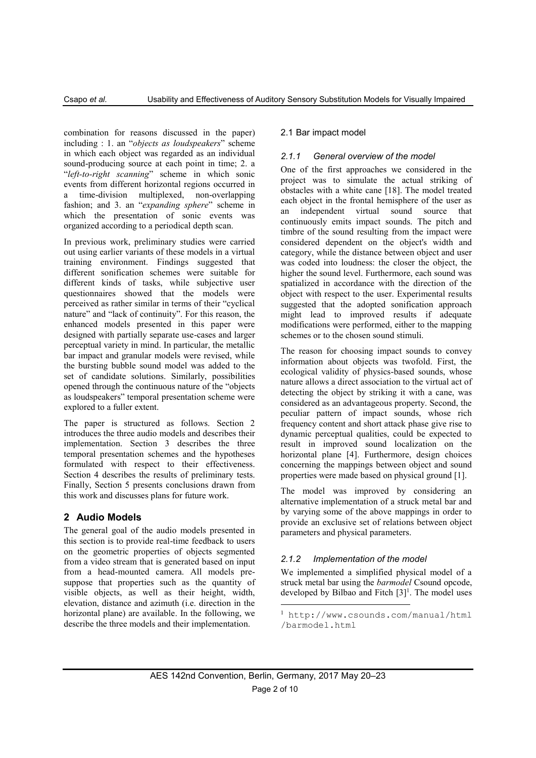combination for reasons discussed in the paper) including : 1. an "*objects as loudspeakers*" scheme in which each object was regarded as an individual sound-producing source at each point in time; 2. a "*left-to-right scanning*" scheme in which sonic events from different horizontal regions occurred in a time-division multiplexed, non-overlapping fashion; and 3. an "*expanding sphere*" scheme in which the presentation of sonic events was organized according to a periodical depth scan.

In previous work, preliminary studies were carried out using earlier variants of these models in a virtual training environment. Findings suggested that different sonification schemes were suitable for different kinds of tasks, while subjective user questionnaires showed that the models were perceived as rather similar in terms of their "cyclical nature" and "lack of continuity". For this reason, the enhanced models presented in this paper were designed with partially separate use-cases and larger perceptual variety in mind. In particular, the metallic bar impact and granular models were revised, while the bursting bubble sound model was added to the set of candidate solutions. Similarly, possibilities opened through the continuous nature of the "objects as loudspeakers" temporal presentation scheme were explored to a fuller extent.

The paper is structured as follows. Section 2 introduces the three audio models and describes their implementation. Section 3 describes the three temporal presentation schemes and the hypotheses formulated with respect to their effectiveness. Section 4 describes the results of preliminary tests. Finally, Section 5 presents conclusions drawn from this work and discusses plans for future work.

## 2 Audio Models

The general goal of the audio models presented in this section is to provide real-time feedback to users on the geometric properties of objects segmented from a video stream that is generated based on input from a head-mounted camera. All models presuppose that properties such as the quantity of visible objects, as well as their height, width, elevation, distance and azimuth (i.e. direction in the horizontal plane) are available. In the following, we describe the three models and their implementation.

### 2.1 Bar impact model

#### *2.1.1 General overview of the model*

One of the first approaches we considered in the project was to simulate the actual striking of obstacles with a white cane [18]. The model treated each object in the frontal hemisphere of the user as an independent virtual sound source that continuously emits impact sounds. The pitch and timbre of the sound resulting from the impact were considered dependent on the object's width and category, while the distance between object and user was coded into loudness: the closer the object, the higher the sound level. Furthermore, each sound was spatialized in accordance with the direction of the object with respect to the user. Experimental results suggested that the adopted sonification approach might lead to improved results if adequate modifications were performed, either to the mapping schemes or to the chosen sound stimuli.

The reason for choosing impact sounds to convey information about objects was twofold. First, the ecological validity of physics-based sounds, whose nature allows a direct association to the virtual act of detecting the object by striking it with a cane, was considered as an advantageous property. Second, the peculiar pattern of impact sounds, whose rich frequency content and short attack phase give rise to dynamic perceptual qualities, could be expected to result in improved sound localization on the horizontal plane [4]. Furthermore, design choices concerning the mappings between object and sound properties were made based on physical ground [1].

The model was improved by considering an alternative implementation of a struck metal bar and by varying some of the above mappings in order to provide an exclusive set of relations between object parameters and physical parameters.

#### *2.1.2 Implementation of the model*

We implemented a simplified physical model of a struck metal bar using the *barmodel* Csound opcode, developed by Bilbao and Fitch [3][1]. The model uses

[1] `http://www.csounds.com/manual/html/barmodel.html`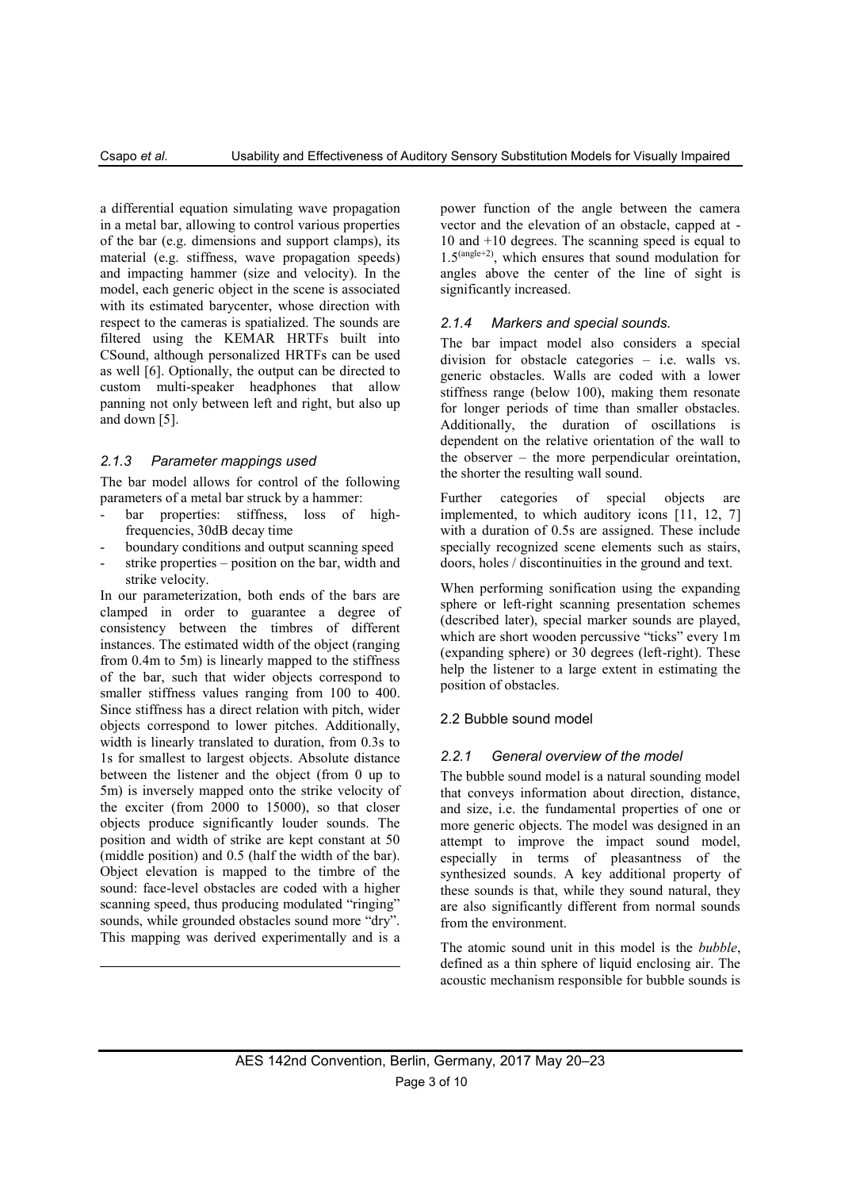a differential equation simulating wave propagation in a metal bar, allowing to control various properties of the bar (e.g. dimensions and support clamps), its material (e.g. stiffness, wave propagation speeds) and impacting hammer (size and velocity). In the model, each generic object in the scene is associated with its estimated barycenter, whose direction with respect to the cameras is spatialized. The sounds are filtered using the KEMAR HRTFs built into CSound, although personalized HRTFs can be used as well [6]. Optionally, the output can be directed to custom multi-speaker headphones that allow panning not only between left and right, but also up and down [5].

### *2.1.3 Parameter mappings used*

The bar model allows for control of the following parameters of a metal bar struck by a hammer:

- bar properties: stiffness, loss of high-frequencies, 30dB decay time
- boundary conditions and output scanning speed
- strike properties – position on the bar, width and strike velocity.

In our parameterization, both ends of the bars are clamped in order to guarantee a degree of consistency between the timbres of different instances. The estimated width of the object (ranging from 0.4m to 5m) is linearly mapped to the stiffness of the bar, such that wider objects correspond to smaller stiffness values ranging from 100 to 400. Since stiffness has a direct relation with pitch, wider objects correspond to lower pitches. Additionally, width is linearly translated to duration, from 0.3s to 1s for smallest to largest objects. Absolute distance between the listener and the object (from 0 up to 5m) is inversely mapped onto the strike velocity of the exciter (from 2000 to 15000), so that closer objects produce significantly louder sounds. The position and width of strike are kept constant at 50 (middle position) and 0.5 (half the width of the bar). Object elevation is mapped to the timbre of the sound: face-level obstacles are coded with a higher scanning speed, thus producing modulated "ringing" sounds, while grounded obstacles sound more "dry". This mapping was derived experimentally and is a power function of the angle between the camera vector and the elevation of an obstacle, capped at -10 and +10 degrees. The scanning speed is equal to $1.5^{(\text{angle}+2)}$, which ensures that sound modulation for angles above the center of the line of sight is significantly increased.

### *2.1.4 Markers and special sounds.*

The bar impact model also considers a special division for obstacle categories – i.e. walls vs. generic obstacles. Walls are coded with a lower stiffness range (below 100), making them resonate for longer periods of time than smaller obstacles. Additionally, the duration of oscillations is dependent on the relative orientation of the wall to the observer – the more perpendicular oreintation, the shorter the resulting wall sound.

Further categories of special objects are implemented, to which auditory icons [11, 12, 7] with a duration of 0.5s are assigned. These include specially recognized scene elements such as stairs, doors, holes / discontinuities in the ground and text.

When performing sonification using the expanding sphere or left-right scanning presentation schemes (described later), special marker sounds are played, which are short wooden percussive "ticks" every 1m (expanding sphere) or 30 degrees (left-right). These help the listener to a large extent in estimating the position of obstacles.

## 2.2 Bubble sound model

### *2.2.1 General overview of the model*

The bubble sound model is a natural sounding model that conveys information about direction, distance, and size, i.e. the fundamental properties of one or more generic objects. The model was designed in an attempt to improve the impact sound model, especially in terms of pleasantness of the synthesized sounds. A key additional property of these sounds is that, while they sound natural, they are also significantly different from normal sounds from the environment.

The atomic sound unit in this model is the *bubble*, defined as a thin sphere of liquid enclosing air. The acoustic mechanism responsible for bubble sounds is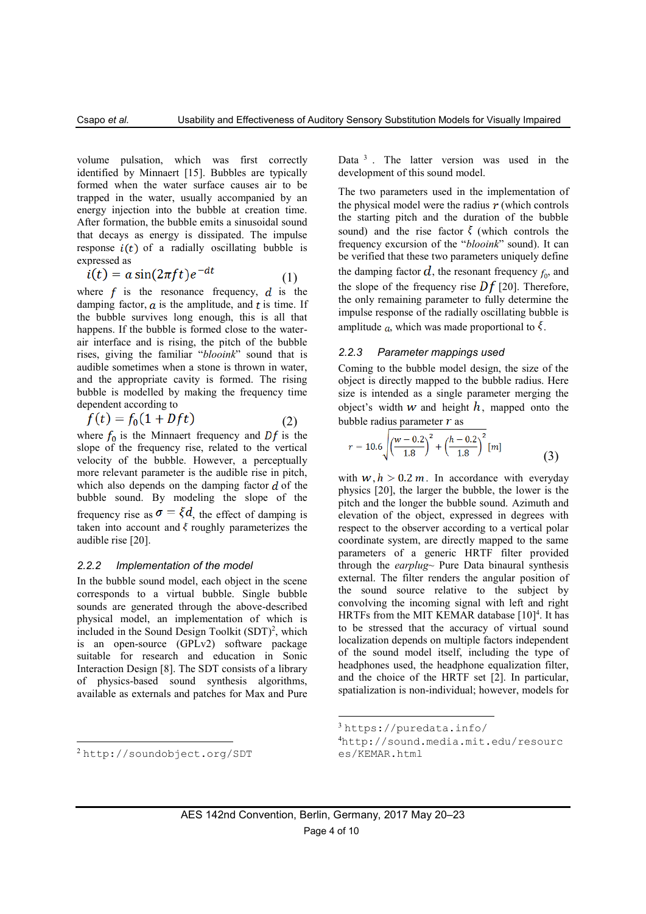volume pulsation, which was first correctly identified by Minnaert [15]. Bubbles are typically formed when the water surface causes air to be trapped in the water, usually accompanied by an energy injection into the bubble at creation time. After formation, the bubble emits a sinusoidal sound that decays as energy is dissipated. The impulse response $i(t)$ of a radially oscillating bubble is expressed as

$$i(t) = a \sin(2\pi f t) e^{-dt} \tag{1}$$

where $f$ is the resonance frequency, $d$ is the damping factor, $a$ is the amplitude, and $t$ is time. If the bubble survives long enough, this is all that happens. If the bubble is formed close to the water-air interface and is rising, the pitch of the bubble rises, giving the familiar "*blooink*" sound that is audible sometimes when a stone is thrown in water, and the appropriate cavity is formed. The rising bubble is modelled by making the frequency time dependent according to

$$f(t) = f_0(1 + Dft) \tag{2}$$

where $f_0$ is the Minnaert frequency and $Df$ is the slope of the frequency rise, related to the vertical velocity of the bubble. However, a perceptually more relevant parameter is the audible rise in pitch, which also depends on the damping factor $d$ of the bubble sound. By modeling the slope of the frequency rise as $\sigma = \xi d$, the effect of damping is taken into account and $\xi$ roughly parameterizes the audible rise [20].

### 2.2.2 Implementation of the model

In the bubble sound model, each object in the scene corresponds to a virtual bubble. Single bubble sounds are generated through the above-described physical model, an implementation of which is included in the Sound Design Toolkit (SDT)[2], which is an open-source (GPLv2) software package suitable for research and education in Sonic Interaction Design [8]. The SDT consists of a library of physics-based sound synthesis algorithms, available as externals and patches for Max and Pure Data [3]. The latter version was used in the development of this sound model.

The two parameters used in the implementation of the physical model were the radius $r$ (which controls the starting pitch and the duration of the bubble sound) and the rise factor $\xi$ (which controls the frequency excursion of the "*blooink*" sound). It can be verified that these two parameters uniquely define the damping factor $d$, the resonant frequency $f_0$, and the slope of the frequency rise $Df$ [20]. Therefore, the only remaining parameter to fully determine the impulse response of the radially oscillating bubble is amplitude $a$, which was made proportional to $\xi$.

### 2.2.3 Parameter mappings used

Coming to the bubble model design, the size of the object is directly mapped to the bubble radius. Here size is intended as a single parameter merging the object's width $w$ and height $h$, mapped onto the bubble radius parameter $r$ as

$$r = 10.6\sqrt{\left(\frac{w-0.2}{1.8}\right)^2 + \left(\frac{h-0.2}{1.8}\right)^2}\ [m] \tag{3}$$

with $w, h > 0.2\ m$. In accordance with everyday physics [20], the larger the bubble, the lower is the pitch and the longer the bubble sound. Azimuth and elevation of the object, expressed in degrees with respect to the observer according to a vertical polar coordinate system, are directly mapped to the same parameters of a generic HRTF filter provided through the *earplug~* Pure Data binaural synthesis external. The filter renders the angular position of the sound source relative to the subject by convolving the incoming signal with left and right HRTFs from the MIT KEMAR database [10][4]. It has to be stressed that the accuracy of virtual sound localization depends on multiple factors independent of the sound model itself, including the type of headphones used, the headphone equalization filter, and the choice of the HRTF set [2]. In particular, spatialization is non-individual; however, models for

---

[2] http://soundobject.org/SDT

[3] https://puredata.info/

[4] http://sound.media.mit.edu/resources/KEMAR.html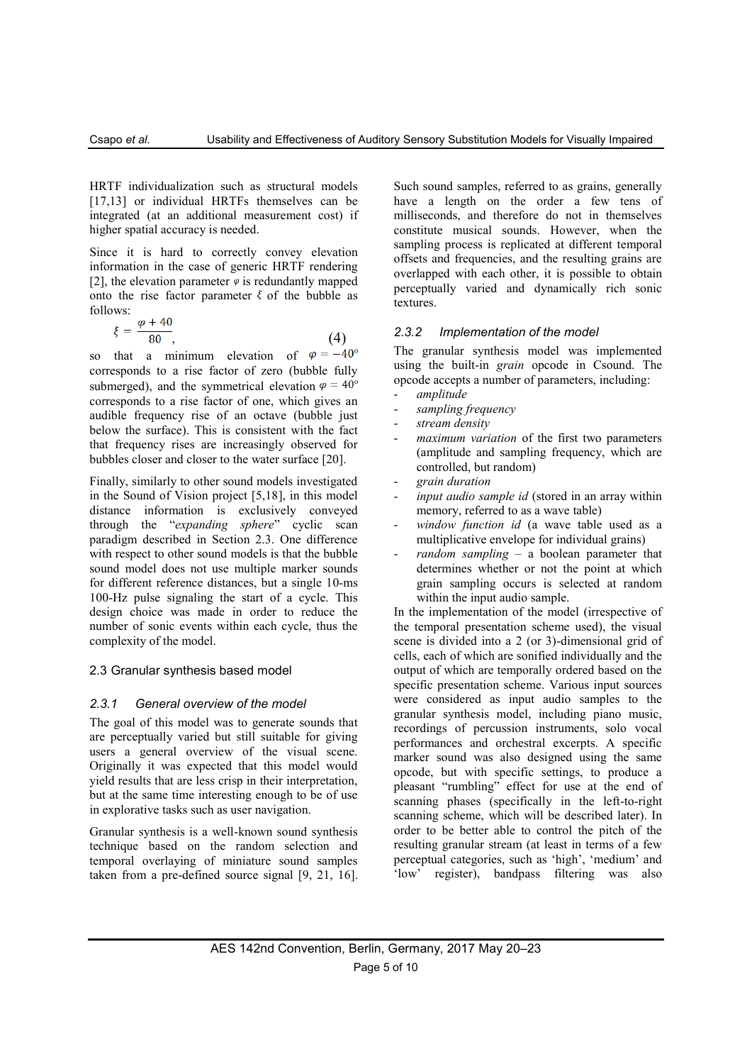HRTF individualization such as structural models [17,13] or individual HRTFs themselves can be integrated (at an additional measurement cost) if higher spatial accuracy is needed.

Since it is hard to correctly convey elevation information in the case of generic HRTF rendering [2], the elevation parameter $\varphi$ is redundantly mapped onto the rise factor parameter $\xi$ of the bubble as follows:

$$\xi = \frac{\varphi + 40}{80}, \tag{4}$$

so that a minimum elevation of $\varphi = -40°$ corresponds to a rise factor of zero (bubble fully submerged), and the symmetrical elevation $\varphi = 40°$ corresponds to a rise factor of one, which gives an audible frequency rise of an octave (bubble just below the surface). This is consistent with the fact that frequency rises are increasingly observed for bubbles closer and closer to the water surface [20].

Finally, similarly to other sound models investigated in the Sound of Vision project [5,18], in this model distance information is exclusively conveyed through the "*expanding sphere*" cyclic scan paradigm described in Section 2.3. One difference with respect to other sound models is that the bubble sound model does not use multiple marker sounds for different reference distances, but a single 10-ms 100-Hz pulse signaling the start of a cycle. This design choice was made in order to reduce the number of sonic events within each cycle, thus the complexity of the model.

## 2.3 Granular synthesis based model

### *2.3.1 General overview of the model*

The goal of this model was to generate sounds that are perceptually varied but still suitable for giving users a general overview of the visual scene. Originally it was expected that this model would yield results that are less crisp in their interpretation, but at the same time interesting enough to be of use in explorative tasks such as user navigation.

Granular synthesis is a well-known sound synthesis technique based on the random selection and temporal overlaying of miniature sound samples taken from a pre-defined source signal [9, 21, 16]. Such sound samples, referred to as grains, generally have a length on the order a few tens of milliseconds, and therefore do not in themselves constitute musical sounds. However, when the sampling process is replicated at different temporal offsets and frequencies, and the resulting grains are overlapped with each other, it is possible to obtain perceptually varied and dynamically rich sonic textures.

### *2.3.2 Implementation of the model*

The granular synthesis model was implemented using the built-in *grain* opcode in Csound. The opcode accepts a number of parameters, including:

- *amplitude*
- *sampling frequency*
- *stream density*
- *maximum variation* of the first two parameters (amplitude and sampling frequency, which are controlled, but random)
- *grain duration*
- *input audio sample id* (stored in an array within memory, referred to as a wave table)
- *window function id* (a wave table used as a multiplicative envelope for individual grains)
- *random sampling* – a boolean parameter that determines whether or not the point at which grain sampling occurs is selected at random within the input audio sample.

In the implementation of the model (irrespective of the temporal presentation scheme used), the visual scene is divided into a 2 (or 3)-dimensional grid of cells, each of which are sonified individually and the output of which are temporally ordered based on the specific presentation scheme. Various input sources were considered as input audio samples to the granular synthesis model, including piano music, recordings of percussion instruments, solo vocal performances and orchestral excerpts. A specific marker sound was also designed using the same opcode, but with specific settings, to produce a pleasant "rumbling" effect for use at the end of scanning phases (specifically in the left-to-right scanning scheme, which will be described later). In order to be better able to control the pitch of the resulting granular stream (at least in terms of a few perceptual categories, such as 'high', 'medium' and 'low' register), bandpass filtering was also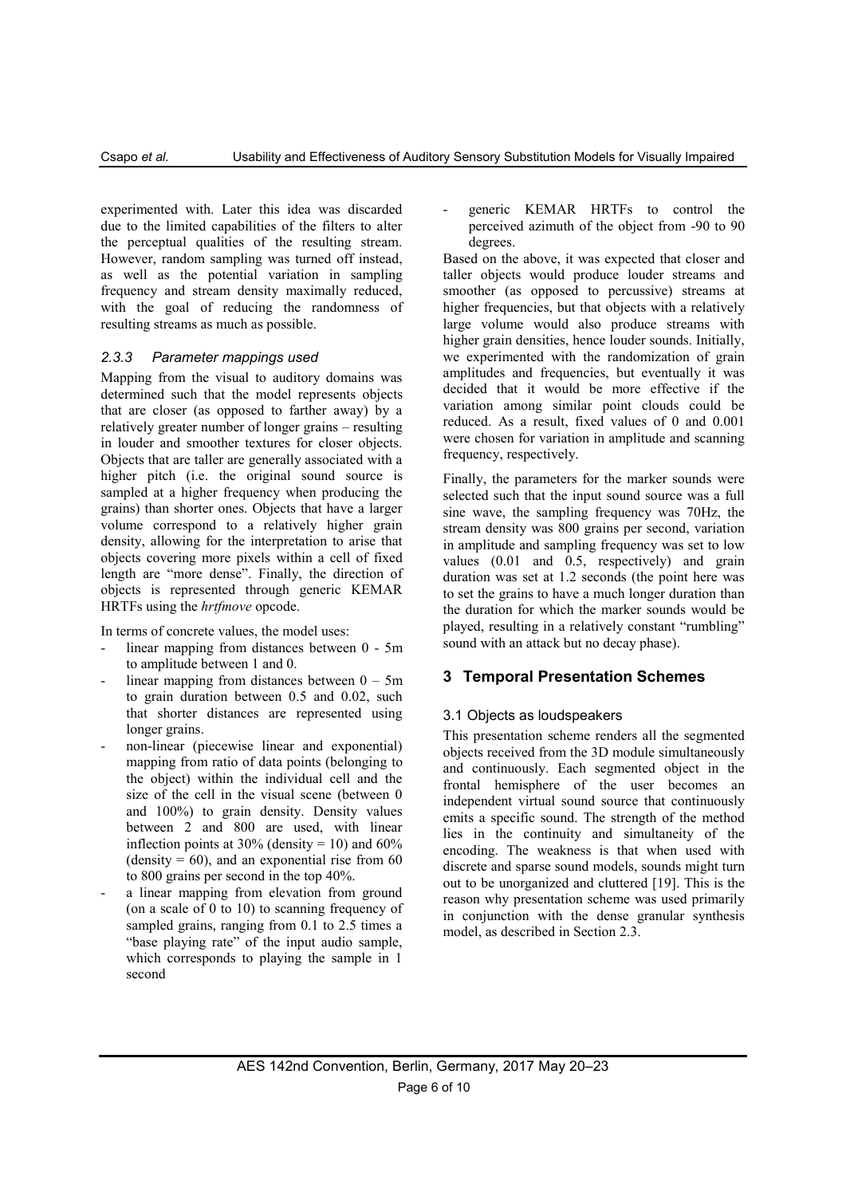experimented with. Later this idea was discarded due to the limited capabilities of the filters to alter the perceptual qualities of the resulting stream. However, random sampling was turned off instead, as well as the potential variation in sampling frequency and stream density maximally reduced, with the goal of reducing the randomness of resulting streams as much as possible.

### *2.3.3 Parameter mappings used*

Mapping from the visual to auditory domains was determined such that the model represents objects that are closer (as opposed to farther away) by a relatively greater number of longer grains – resulting in louder and smoother textures for closer objects. Objects that are taller are generally associated with a higher pitch (i.e. the original sound source is sampled at a higher frequency when producing the grains) than shorter ones. Objects that have a larger volume correspond to a relatively higher grain density, allowing for the interpretation to arise that objects covering more pixels within a cell of fixed length are "more dense". Finally, the direction of objects is represented through generic KEMAR HRTFs using the *hrtfmove* opcode.

In terms of concrete values, the model uses:

- linear mapping from distances between 0 - 5m to amplitude between 1 and 0.
- linear mapping from distances between 0 – 5m to grain duration between 0.5 and 0.02, such that shorter distances are represented using longer grains.
- non-linear (piecewise linear and exponential) mapping from ratio of data points (belonging to the object) within the individual cell and the size of the cell in the visual scene (between 0 and 100%) to grain density. Density values between 2 and 800 are used, with linear inflection points at 30% (density = 10) and 60% (density = 60), and an exponential rise from 60 to 800 grains per second in the top 40%.
- a linear mapping from elevation from ground (on a scale of 0 to 10) to scanning frequency of sampled grains, ranging from 0.1 to 2.5 times a "base playing rate" of the input audio sample, which corresponds to playing the sample in 1 second
- generic KEMAR HRTFs to control the perceived azimuth of the object from -90 to 90 degrees.

Based on the above, it was expected that closer and taller objects would produce louder streams and smoother (as opposed to percussive) streams at higher frequencies, but that objects with a relatively large volume would also produce streams with higher grain densities, hence louder sounds. Initially, we experimented with the randomization of grain amplitudes and frequencies, but eventually it was decided that it would be more effective if the variation among similar point clouds could be reduced. As a result, fixed values of 0 and 0.001 were chosen for variation in amplitude and scanning frequency, respectively.

Finally, the parameters for the marker sounds were selected such that the input sound source was a full sine wave, the sampling frequency was 70Hz, the stream density was 800 grains per second, variation in amplitude and sampling frequency was set to low values (0.01 and 0.5, respectively) and grain duration was set at 1.2 seconds (the point here was to set the grains to have a much longer duration than the duration for which the marker sounds would be played, resulting in a relatively constant "rumbling" sound with an attack but no decay phase).

## 3 Temporal Presentation Schemes

### 3.1 Objects as loudspeakers

This presentation scheme renders all the segmented objects received from the 3D module simultaneously and continuously. Each segmented object in the frontal hemisphere of the user becomes an independent virtual sound source that continuously emits a specific sound. The strength of the method lies in the continuity and simultaneity of the encoding. The weakness is that when used with discrete and sparse sound models, sounds might turn out to be unorganized and cluttered [19]. This is the reason why presentation scheme was used primarily in conjunction with the dense granular synthesis model, as described in Section 2.3.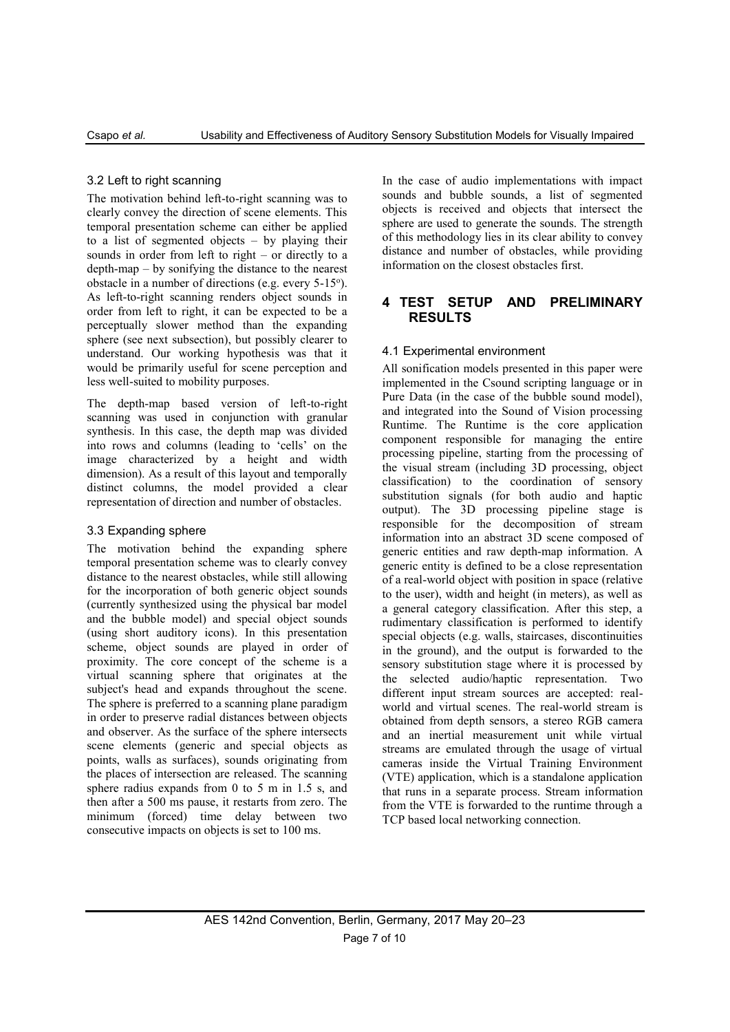### 3.2 Left to right scanning

The motivation behind left-to-right scanning was to clearly convey the direction of scene elements. This temporal presentation scheme can either be applied to a list of segmented objects – by playing their sounds in order from left to right – or directly to a depth-map – by sonifying the distance to the nearest obstacle in a number of directions (e.g. every 5-15°). As left-to-right scanning renders object sounds in order from left to right, it can be expected to be a perceptually slower method than the expanding sphere (see next subsection), but possibly clearer to understand. Our working hypothesis was that it would be primarily useful for scene perception and less well-suited to mobility purposes.

The depth-map based version of left-to-right scanning was used in conjunction with granular synthesis. In this case, the depth map was divided into rows and columns (leading to 'cells' on the image characterized by a height and width dimension). As a result of this layout and temporally distinct columns, the model provided a clear representation of direction and number of obstacles.

### 3.3 Expanding sphere

The motivation behind the expanding sphere temporal presentation scheme was to clearly convey distance to the nearest obstacles, while still allowing for the incorporation of both generic object sounds (currently synthesized using the physical bar model and the bubble model) and special object sounds (using short auditory icons). In this presentation scheme, object sounds are played in order of proximity. The core concept of the scheme is a virtual scanning sphere that originates at the subject's head and expands throughout the scene. The sphere is preferred to a scanning plane paradigm in order to preserve radial distances between objects and observer. As the surface of the sphere intersects scene elements (generic and special objects as points, walls as surfaces), sounds originating from the places of intersection are released. The scanning sphere radius expands from 0 to 5 m in 1.5 s, and then after a 500 ms pause, it restarts from zero. The minimum (forced) time delay between two consecutive impacts on objects is set to 100 ms.

In the case of audio implementations with impact sounds and bubble sounds, a list of segmented objects is received and objects that intersect the sphere are used to generate the sounds. The strength of this methodology lies in its clear ability to convey distance and number of obstacles, while providing information on the closest obstacles first.

## 4 TEST SETUP AND PRELIMINARY RESULTS

### 4.1 Experimental environment

All sonification models presented in this paper were implemented in the Csound scripting language or in Pure Data (in the case of the bubble sound model), and integrated into the Sound of Vision processing Runtime. The Runtime is the core application component responsible for managing the entire processing pipeline, starting from the processing of the visual stream (including 3D processing, object classification) to the coordination of sensory substitution signals (for both audio and haptic output). The 3D processing pipeline stage is responsible for the decomposition of stream information into an abstract 3D scene composed of generic entities and raw depth-map information. A generic entity is defined to be a close representation of a real-world object with position in space (relative to the user), width and height (in meters), as well as a general category classification. After this step, a rudimentary classification is performed to identify special objects (e.g. walls, staircases, discontinuities in the ground), and the output is forwarded to the sensory substitution stage where it is processed by the selected audio/haptic representation. Two different input stream sources are accepted: real-world and virtual scenes. The real-world stream is obtained from depth sensors, a stereo RGB camera and an inertial measurement unit while virtual streams are emulated through the usage of virtual cameras inside the Virtual Training Environment (VTE) application, which is a standalone application that runs in a separate process. Stream information from the VTE is forwarded to the runtime through a TCP based local networking connection.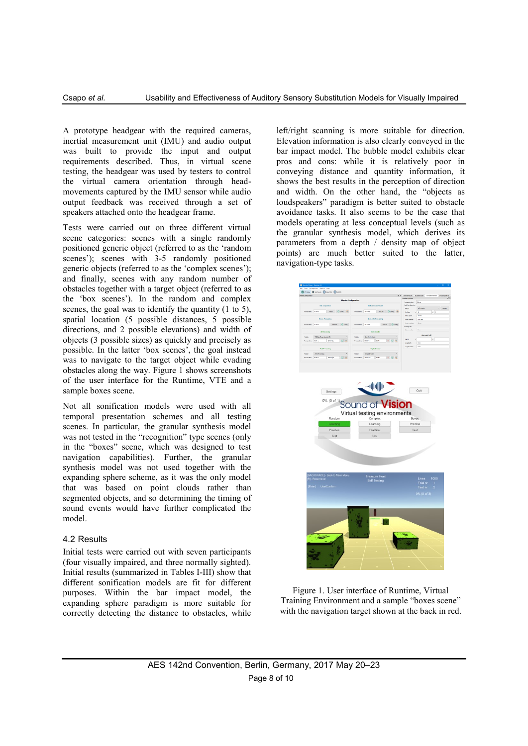A prototype headgear with the required cameras, inertial measurement unit (IMU) and audio output was built to provide the input and output requirements described. Thus, in virtual scene testing, the headgear was used by testers to control the virtual camera orientation through head-movements captured by the IMU sensor while audio output feedback was received through a set of speakers attached onto the headgear frame.

Tests were carried out on three different virtual scene categories: scenes with a single randomly positioned generic object (referred to as the 'random scenes'); scenes with 3-5 randomly positioned generic objects (referred to as the 'complex scenes'); and finally, scenes with any random number of obstacles together with a target object (referred to as the 'box scenes'). In the random and complex scenes, the goal was to identify the quantity (1 to 5), spatial location (5 possible distances, 5 possible directions, and 2 possible elevations) and width of objects (3 possible sizes) as quickly and precisely as possible. In the latter 'box scenes', the goal instead was to navigate to the target object while evading obstacles along the way. Figure 1 shows screenshots of the user interface for the Runtime, VTE and a sample boxes scene.

Not all sonification models were used with all temporal presentation schemes and all testing scenes. In particular, the granular synthesis model was not tested in the "recognition" type scenes (only in the "boxes" scene, which was designed to test navigation capabilities). Further, the granular synthesis model was not used together with the expanding sphere scheme, as it was the only model that was based on point clouds rather than segmented objects, and so determining the timing of sound events would have further complicated the model.

## 4.2 Results

Initial tests were carried out with seven participants (four visually impaired, and three normally sighted). Initial results (summarized in Tables I-III) show that different sonification models are fit for different purposes. Within the bar impact model, the expanding sphere paradigm is more suitable for correctly detecting the distance to obstacles, while left/right scanning is more suitable for direction. Elevation information is also clearly conveyed in the bar impact model. The bubble model exhibits clear pros and cons: while it is relatively poor in conveying distance and quantity information, it shows the best results in the perception of direction and width. On the other hand, the "objects as loudspeakers" paradigm is better suited to obstacle avoidance tasks. It also seems to be the case that models operating at less conceptual levels (such as the granular synthesis model, which derives its parameters from a depth / density map of object points) are much better suited to the latter, navigation-type tasks.

Figure 1. User interface of Runtime, Virtual Training Environment and a sample "boxes scene" with the navigation target shown at the back in red.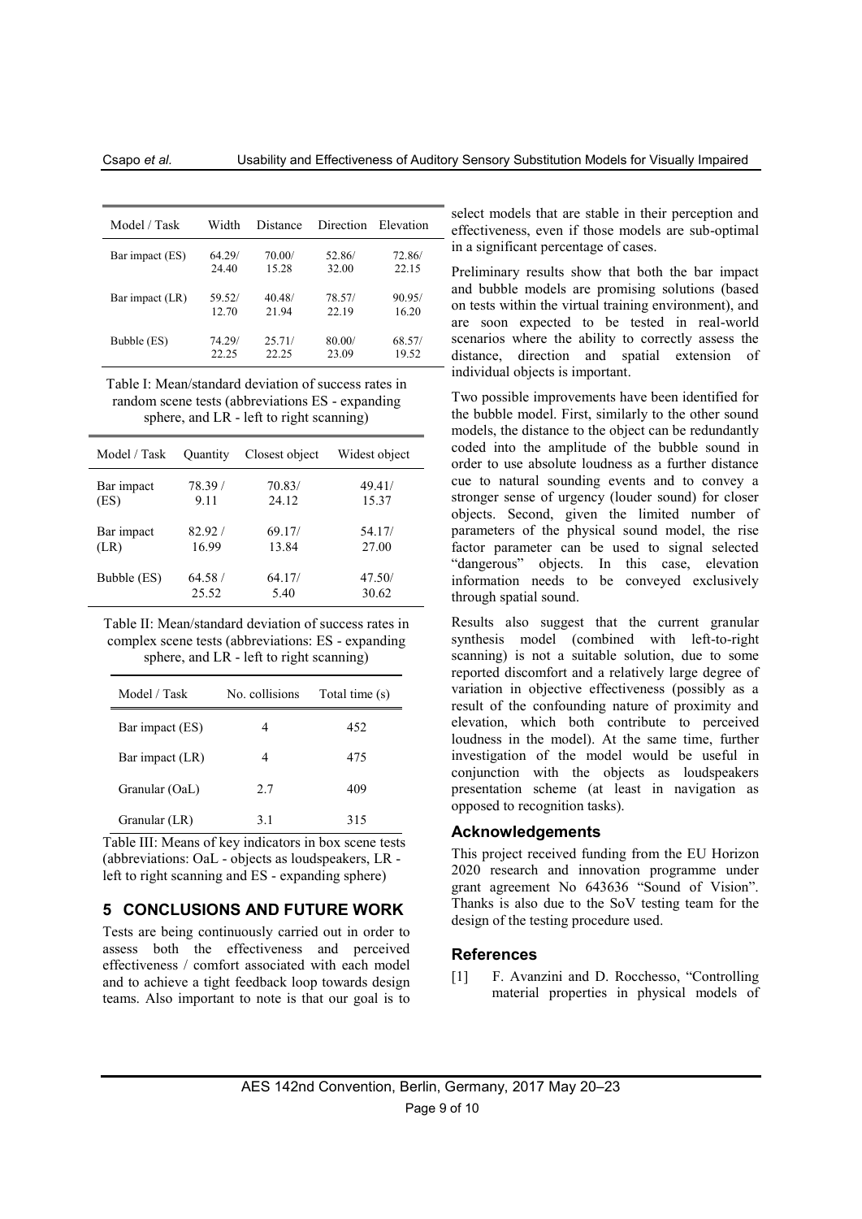| Model / Task | Width | Distance | Direction | Elevation |
|---|---|---|---|---|
| Bar impact (ES) | 64.29/ 24.40 | 70.00/ 15.28 | 52.86/ 32.00 | 72.86/ 22.15 |
| Bar impact (LR) | 59.52/ 12.70 | 40.48/ 21.94 | 78.57/ 22.19 | 90.95/ 16.20 |
| Bubble (ES) | 74.29/ 22.25 | 25.71/ 22.25 | 80.00/ 23.09 | 68.57/ 19.52 |

Table I: Mean/standard deviation of success rates in random scene tests (abbreviations ES - expanding sphere, and LR - left to right scanning)

| Model / Task | Quantity | Closest object | Widest object |
|---|---|---|---|
| Bar impact (ES) | 78.39 / 9.11 | 70.83/ 24.12 | 49.41/ 15.37 |
| Bar impact (LR) | 82.92 / 16.99 | 69.17/ 13.84 | 54.17/ 27.00 |
| Bubble (ES) | 64.58 / 25.52 | 64.17/ 5.40 | 47.50/ 30.62 |

Table II: Mean/standard deviation of success rates in complex scene tests (abbreviations: ES - expanding sphere, and LR - left to right scanning)

| Model / Task | No. collisions | Total time (s) |
|---|---|---|
| Bar impact (ES) | 4 | 452 |
| Bar impact (LR) | 4 | 475 |
| Granular (OaL) | 2.7 | 409 |
| Granular (LR) | 3.1 | 315 |

Table III: Means of key indicators in box scene tests (abbreviations: OaL - objects as loudspeakers, LR - left to right scanning and ES - expanding sphere)

## 5 CONCLUSIONS AND FUTURE WORK

Tests are being continuously carried out in order to assess both the effectiveness and perceived effectiveness / comfort associated with each model and to achieve a tight feedback loop towards design teams. Also important to note is that our goal is to select models that are stable in their perception and effectiveness, even if those models are sub-optimal in a significant percentage of cases.

Preliminary results show that both the bar impact and bubble models are promising solutions (based on tests within the virtual training environment), and are soon expected to be tested in real-world scenarios where the ability to correctly assess the distance, direction and spatial extension of individual objects is important.

Two possible improvements have been identified for the bubble model. First, similarly to the other sound models, the distance to the object can be redundantly coded into the amplitude of the bubble sound in order to use absolute loudness as a further distance cue to natural sounding events and to convey a stronger sense of urgency (louder sound) for closer objects. Second, given the limited number of parameters of the physical sound model, the rise factor parameter can be used to signal selected "dangerous" objects. In this case, elevation information needs to be conveyed exclusively through spatial sound.

Results also suggest that the current granular synthesis model (combined with left-to-right scanning) is not a suitable solution, due to some reported discomfort and a relatively large degree of variation in objective effectiveness (possibly as a result of the confounding nature of proximity and elevation, which both contribute to perceived loudness in the model). At the same time, further investigation of the model would be useful in conjunction with the objects as loudspeakers presentation scheme (at least in navigation as opposed to recognition tasks).

### Acknowledgements

This project received funding from the EU Horizon 2020 research and innovation programme under grant agreement No 643636 "Sound of Vision". Thanks is also due to the SoV testing team for the design of the testing procedure used.

### References

[1] F. Avanzini and D. Rocchesso, "Controlling material properties in physical models of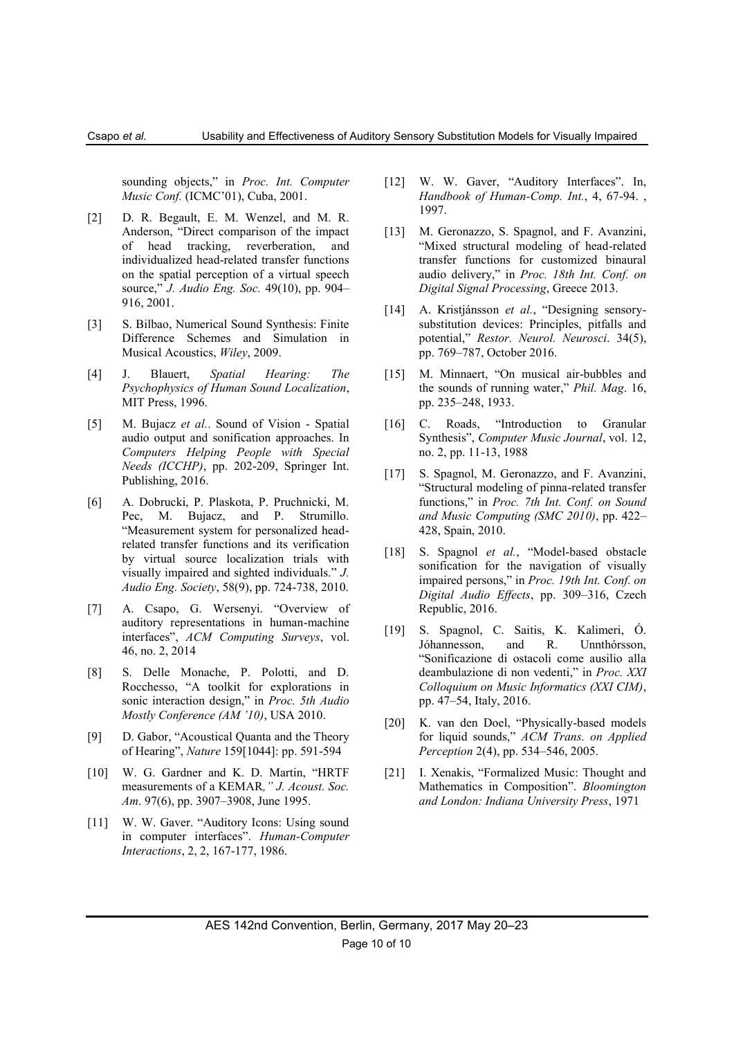sounding objects," in *Proc. Int. Computer Music Conf.* (ICMC'01), Cuba, 2001.

[2] D. R. Begault, E. M. Wenzel, and M. R. Anderson, "Direct comparison of the impact of head tracking, reverberation, and individualized head-related transfer functions on the spatial perception of a virtual speech source," *J. Audio Eng. Soc.* 49(10), pp. 904–916, 2001.

[3] S. Bilbao, Numerical Sound Synthesis: Finite Difference Schemes and Simulation in Musical Acoustics, *Wiley*, 2009.

[4] J. Blauert, *Spatial Hearing: The Psychophysics of Human Sound Localization*, MIT Press, 1996.

[5] M. Bujacz *et al.*. Sound of Vision - Spatial audio output and sonification approaches. In *Computers Helping People with Special Needs (ICCHP)*, pp. 202-209, Springer Int. Publishing, 2016.

[6] A. Dobrucki, P. Plaskota, P. Pruchnicki, M. Pec, M. Bujacz, and P. Strumillo. "Measurement system for personalized head-related transfer functions and its verification by virtual source localization trials with visually impaired and sighted individuals." *J. Audio Eng. Society*, 58(9), pp. 724-738, 2010.

[7] A. Csapo, G. Wersenyi. "Overview of auditory representations in human-machine interfaces", *ACM Computing Surveys*, vol. 46, no. 2, 2014

[8] S. Delle Monache, P. Polotti, and D. Rocchesso, "A toolkit for explorations in sonic interaction design," in *Proc. 5th Audio Mostly Conference (AM '10)*, USA 2010.

[9] D. Gabor, "Acoustical Quanta and the Theory of Hearing", *Nature* 159[1044]: pp. 591-594

[10] W. G. Gardner and K. D. Martin, "HRTF measurements of a KEMAR*," J. Acoust. Soc. Am*. 97(6), pp. 3907–3908, June 1995.

[11] W. W. Gaver. "Auditory Icons: Using sound in computer interfaces". *Human-Computer Interactions*, 2, 2, 167-177, 1986.

[12] W. W. Gaver, "Auditory Interfaces". In, *Handbook of Human-Comp. Int.*, 4, 67-94. , 1997.

[13] M. Geronazzo, S. Spagnol, and F. Avanzini, "Mixed structural modeling of head-related transfer functions for customized binaural audio delivery," in *Proc. 18th Int. Conf. on Digital Signal Processing*, Greece 2013.

[14] A. Kristjánsson *et al.*, "Designing sensory-substitution devices: Principles, pitfalls and potential," *Restor. Neurol. Neurosci*. 34(5), pp. 769–787, October 2016.

[15] M. Minnaert, "On musical air-bubbles and the sounds of running water," *Phil. Mag*. 16, pp. 235–248, 1933.

[16] C. Roads, "Introduction to Granular Synthesis", *Computer Music Journal*, vol. 12, no. 2, pp. 11-13, 1988

[17] S. Spagnol, M. Geronazzo, and F. Avanzini, "Structural modeling of pinna-related transfer functions," in *Proc. 7th Int. Conf. on Sound and Music Computing (SMC 2010)*, pp. 422–428, Spain, 2010.

[18] S. Spagnol *et al.*, "Model-based obstacle sonification for the navigation of visually impaired persons," in *Proc. 19th Int. Conf. on Digital Audio Effects*, pp. 309–316, Czech Republic, 2016.

[19] S. Spagnol, C. Saitis, K. Kalimeri, Ó. Jóhannesson, and R. Unnthórsson, "Sonificazione di ostacoli come ausilio alla deambulazione di non vedenti," in *Proc. XXI Colloquium on Music Informatics (XXI CIM)*, pp. 47–54, Italy, 2016.

[20] K. van den Doel, "Physically-based models for liquid sounds," *ACM Trans. on Applied Perception* 2(4), pp. 534–546, 2005.

[21] I. Xenakis, "Formalized Music: Thought and Mathematics in Composition". *Bloomington and London: Indiana University Press*, 1971